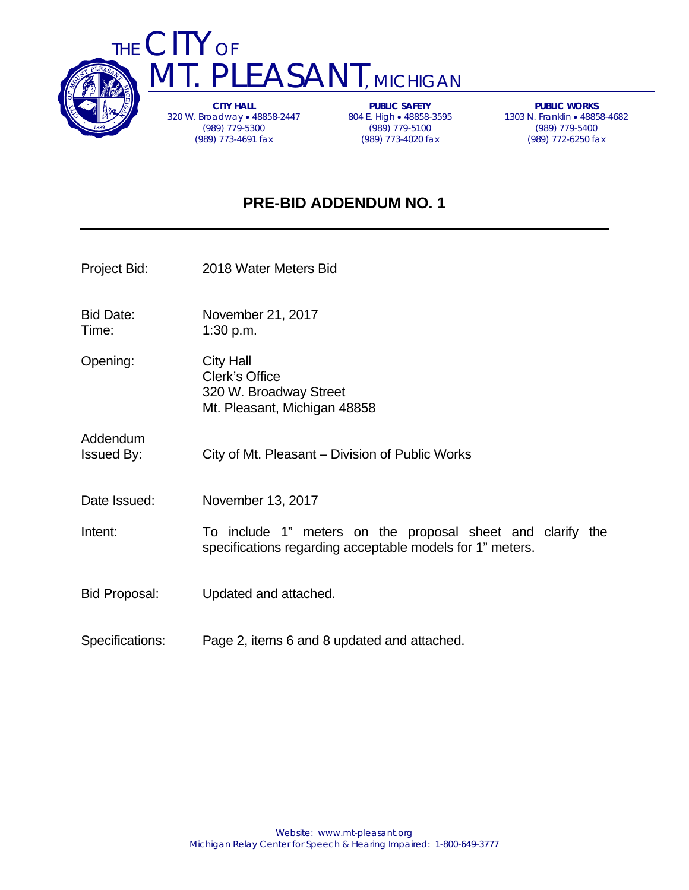# THE CITY OF MT. PLEASANT, MICHIGAN

**CITY HALL**
320 W. Broadway • 48858-2447
(989) 779-5300
(989) 773-4691 fax

**PUBLIC SAFETY**
804 E. High • 48858-3595
(989) 779-5100
(989) 773-4020 fax

**PUBLIC WORKS**
1303 N. Franklin • 48858-4682
(989) 779-5400
(989) 772-6250 fax

## PRE-BID ADDENDUM NO. 1

---

| | |
|---|---|
| Project Bid: | 2018 Water Meters Bid |
| Bid Date:<br>Time: | November 21, 2017<br>1:30 p.m. |
| Opening: | City Hall<br>Clerk's Office<br>320 W. Broadway Street<br>Mt. Pleasant, Michigan 48858 |
| Addendum Issued By: | City of Mt. Pleasant – Division of Public Works |
| Date Issued: | November 13, 2017 |
| Intent: | To include 1" meters on the proposal sheet and clarify the specifications regarding acceptable models for 1" meters. |
| Bid Proposal: | Updated and attached. |
| Specifications: | Page 2, items 6 and 8 updated and attached. |

Website: www.mt-pleasant.org
Michigan Relay Center for Speech & Hearing Impaired: 1-800-649-3777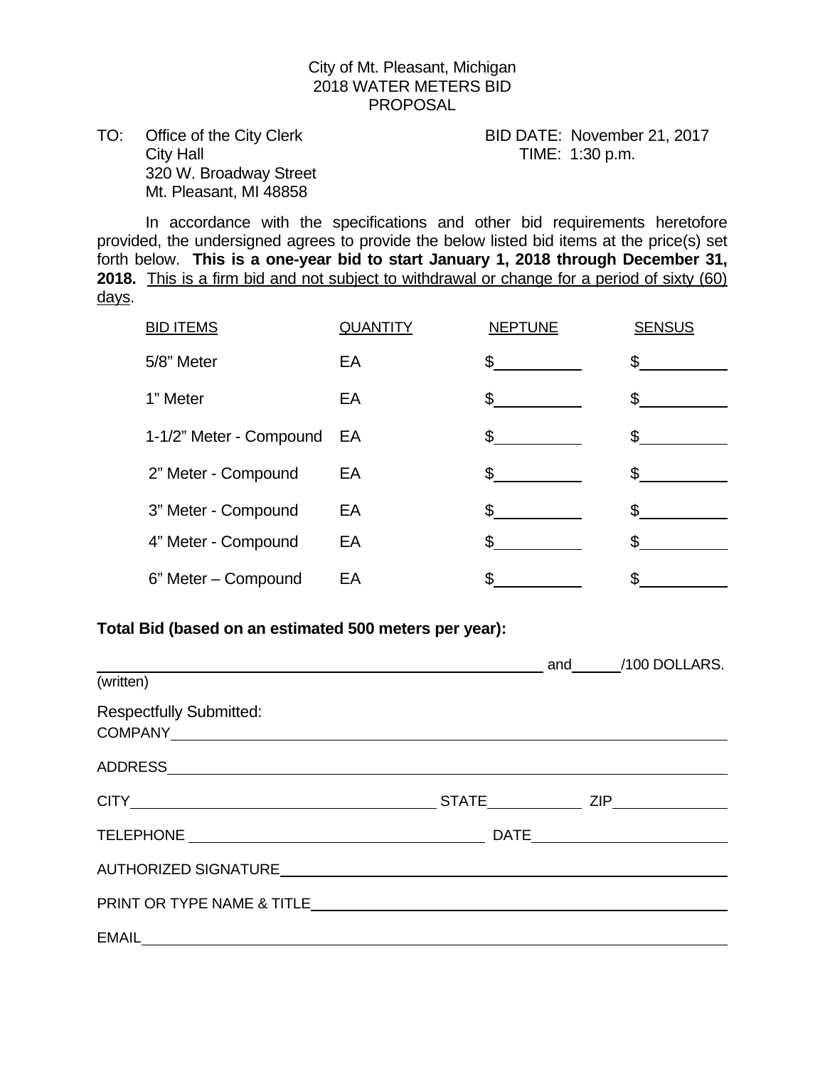City of Mt. Pleasant, Michigan
2018 WATER METERS BID
PROPOSAL

TO: Office of the City Clerk
City Hall
320 W. Broadway Street
Mt. Pleasant, MI 48858

BID DATE: November 21, 2017
TIME: 1:30 p.m.

In accordance with the specifications and other bid requirements heretofore provided, the undersigned agrees to provide the below listed bid items at the price(s) set forth below. **This is a one-year bid to start January 1, 2018 through December 31, 2018.** This is a firm bid and not subject to withdrawal or change for a period of sixty (60) days.

| BID ITEMS | QUANTITY | NEPTUNE | SENSUS |
|---|---|---|---|
| 5/8" Meter | EA | $\_\_\_\_\_\_\_\_\_\_ | $\_\_\_\_\_\_\_\_\_\_ |
| 1" Meter | EA | $\_\_\_\_\_\_\_\_\_\_ | $\_\_\_\_\_\_\_\_\_\_ |
| 1-1/2" Meter - Compound | EA | $\_\_\_\_\_\_\_\_\_\_ | $\_\_\_\_\_\_\_\_\_\_ |
| 2" Meter - Compound | EA | $\_\_\_\_\_\_\_\_\_\_ | $\_\_\_\_\_\_\_\_\_\_ |
| 3" Meter - Compound | EA | $\_\_\_\_\_\_\_\_\_\_ | $\_\_\_\_\_\_\_\_\_\_ |
| 4" Meter - Compound | EA | $\_\_\_\_\_\_\_\_\_\_ | $\_\_\_\_\_\_\_\_\_\_ |
| 6" Meter – Compound | EA | $\_\_\_\_\_\_\_\_\_\_ | $\_\_\_\_\_\_\_\_\_\_ |

**Total Bid (based on an estimated 500 meters per year):**

\_\_\_\_\_\_\_\_\_\_\_\_\_\_\_\_\_\_\_\_\_\_\_\_\_\_\_\_\_\_\_\_\_\_\_\_\_\_\_\_\_\_\_\_ and \_\_\_\_\_/100 DOLLARS.
(written)

Respectfully Submitted:

COMPANY\_\_\_\_\_\_\_\_\_\_\_\_\_\_\_\_\_\_\_\_\_\_\_\_\_\_\_\_\_\_\_\_\_\_\_\_\_\_\_\_\_\_\_\_\_\_\_\_

ADDRESS\_\_\_\_\_\_\_\_\_\_\_\_\_\_\_\_\_\_\_\_\_\_\_\_\_\_\_\_\_\_\_\_\_\_\_\_\_\_\_\_\_\_\_\_\_\_\_\_

CITY\_\_\_\_\_\_\_\_\_\_\_\_\_\_\_\_\_\_\_\_\_\_\_\_\_\_ STATE\_\_\_\_\_\_\_\_ ZIP\_\_\_\_\_\_\_\_\_\_

TELEPHONE \_\_\_\_\_\_\_\_\_\_\_\_\_\_\_\_\_\_\_\_\_\_\_\_\_\_ DATE\_\_\_\_\_\_\_\_\_\_\_\_\_\_\_\_

AUTHORIZED SIGNATURE\_\_\_\_\_\_\_\_\_\_\_\_\_\_\_\_\_\_\_\_\_\_\_\_\_\_\_\_\_\_\_\_\_\_\_\_\_\_

PRINT OR TYPE NAME & TITLE\_\_\_\_\_\_\_\_\_\_\_\_\_\_\_\_\_\_\_\_\_\_\_\_\_\_\_\_\_\_\_\_\_\_

EMAIL\_\_\_\_\_\_\_\_\_\_\_\_\_\_\_\_\_\_\_\_\_\_\_\_\_\_\_\_\_\_\_\_\_\_\_\_\_\_\_\_\_\_\_\_\_\_\_\_\_\_\_\_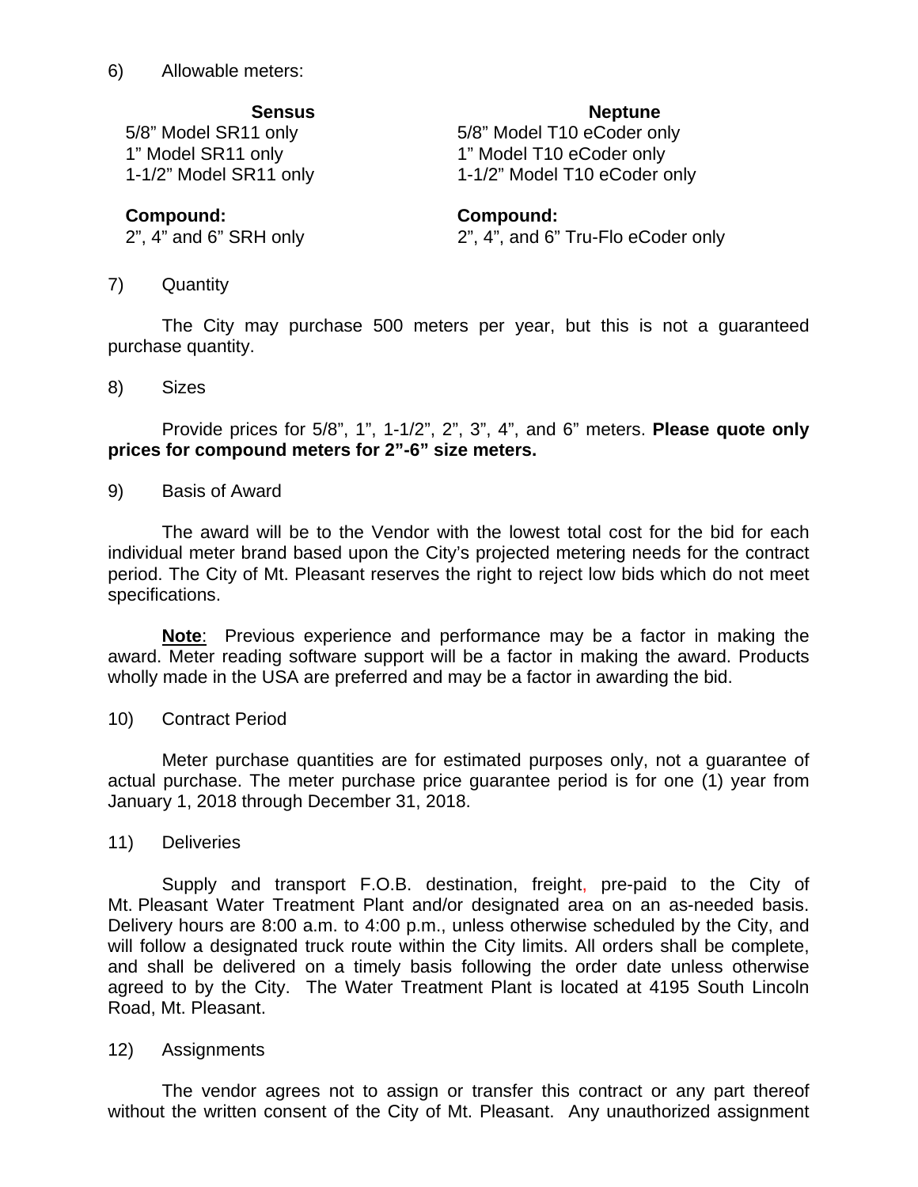6) Allowable meters:

| Sensus | Neptune |
| --- | --- |
| 5/8" Model SR11 only | 5/8" Model T10 eCoder only |
| 1" Model SR11 only | 1" Model T10 eCoder only |
| 1-1/2" Model SR11 only | 1-1/2" Model T10 eCoder only |
| **Compound:** | **Compound:** |
| 2", 4" and 6" SRH only | 2", 4", and 6" Tru-Flo eCoder only |

7) Quantity

The City may purchase 500 meters per year, but this is not a guaranteed purchase quantity.

8) Sizes

Provide prices for 5/8", 1", 1-1/2", 2", 3", 4", and 6" meters. **Please quote only prices for compound meters for 2"-6" size meters.**

9) Basis of Award

The award will be to the Vendor with the lowest total cost for the bid for each individual meter brand based upon the City's projected metering needs for the contract period. The City of Mt. Pleasant reserves the right to reject low bids which do not meet specifications.

**Note**: Previous experience and performance may be a factor in making the award. Meter reading software support will be a factor in making the award. Products wholly made in the USA are preferred and may be a factor in awarding the bid.

10) Contract Period

Meter purchase quantities are for estimated purposes only, not a guarantee of actual purchase. The meter purchase price guarantee period is for one (1) year from January 1, 2018 through December 31, 2018.

11) Deliveries

Supply and transport F.O.B. destination, freight, pre-paid to the City of Mt. Pleasant Water Treatment Plant and/or designated area on an as-needed basis. Delivery hours are 8:00 a.m. to 4:00 p.m., unless otherwise scheduled by the City, and will follow a designated truck route within the City limits. All orders shall be complete, and shall be delivered on a timely basis following the order date unless otherwise agreed to by the City. The Water Treatment Plant is located at 4195 South Lincoln Road, Mt. Pleasant.

12) Assignments

The vendor agrees not to assign or transfer this contract or any part thereof without the written consent of the City of Mt. Pleasant. Any unauthorized assignment